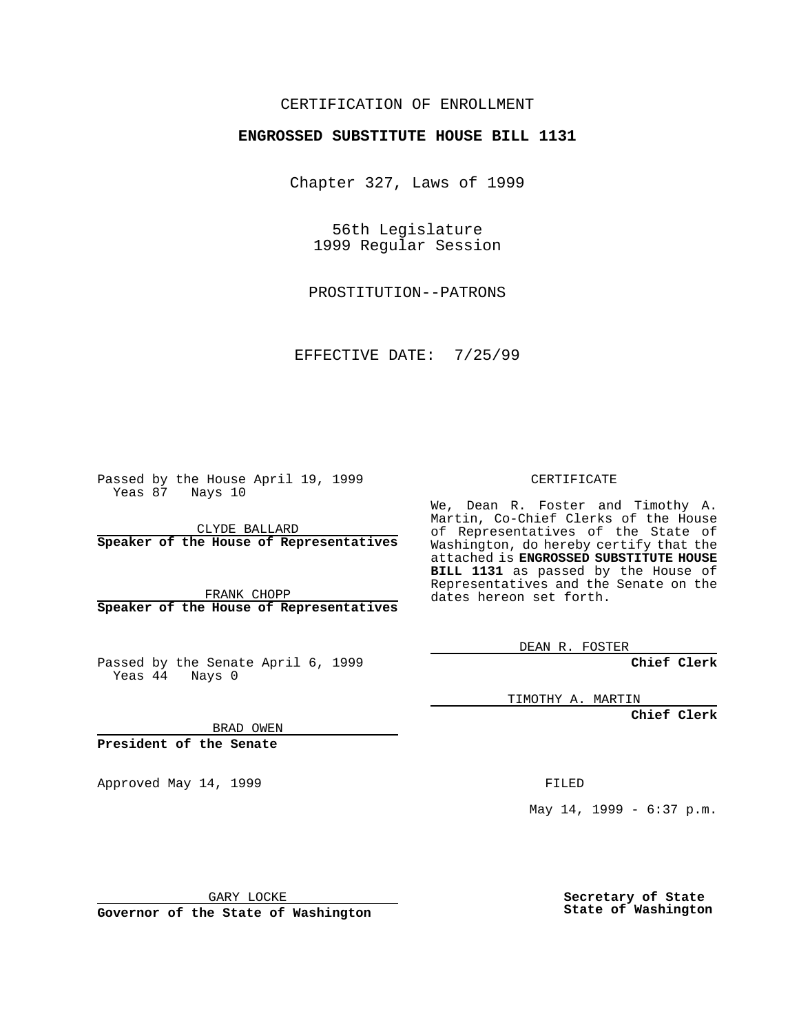CERTIFICATION OF ENROLLMENT

**ENGROSSED SUBSTITUTE HOUSE BILL 1131**

Chapter 327, Laws of 1999

56th Legislature
1999 Regular Session

PROSTITUTION--PATRONS

EFFECTIVE DATE: 7/25/99

Passed by the House April 19, 1999
Yeas 87 Nays 10

CLYDE BALLARD
**Speaker of the House of Representatives**

FRANK CHOPP
**Speaker of the House of Representatives**

Passed by the Senate April 6, 1999
Yeas 44 Nays 0

BRAD OWEN
**President of the Senate**

Approved May 14, 1999

GARY LOCKE
**Governor of the State of Washington**

CERTIFICATE

We, Dean R. Foster and Timothy A. Martin, Co-Chief Clerks of the House of Representatives of the State of Washington, do hereby certify that the attached is **ENGROSSED SUBSTITUTE HOUSE BILL 1131** as passed by the House of Representatives and the Senate on the dates hereon set forth.

DEAN R. FOSTER
**Chief Clerk**

TIMOTHY A. MARTIN
**Chief Clerk**

FILED

May 14, 1999 - 6:37 p.m.

**Secretary of State**
**State of Washington**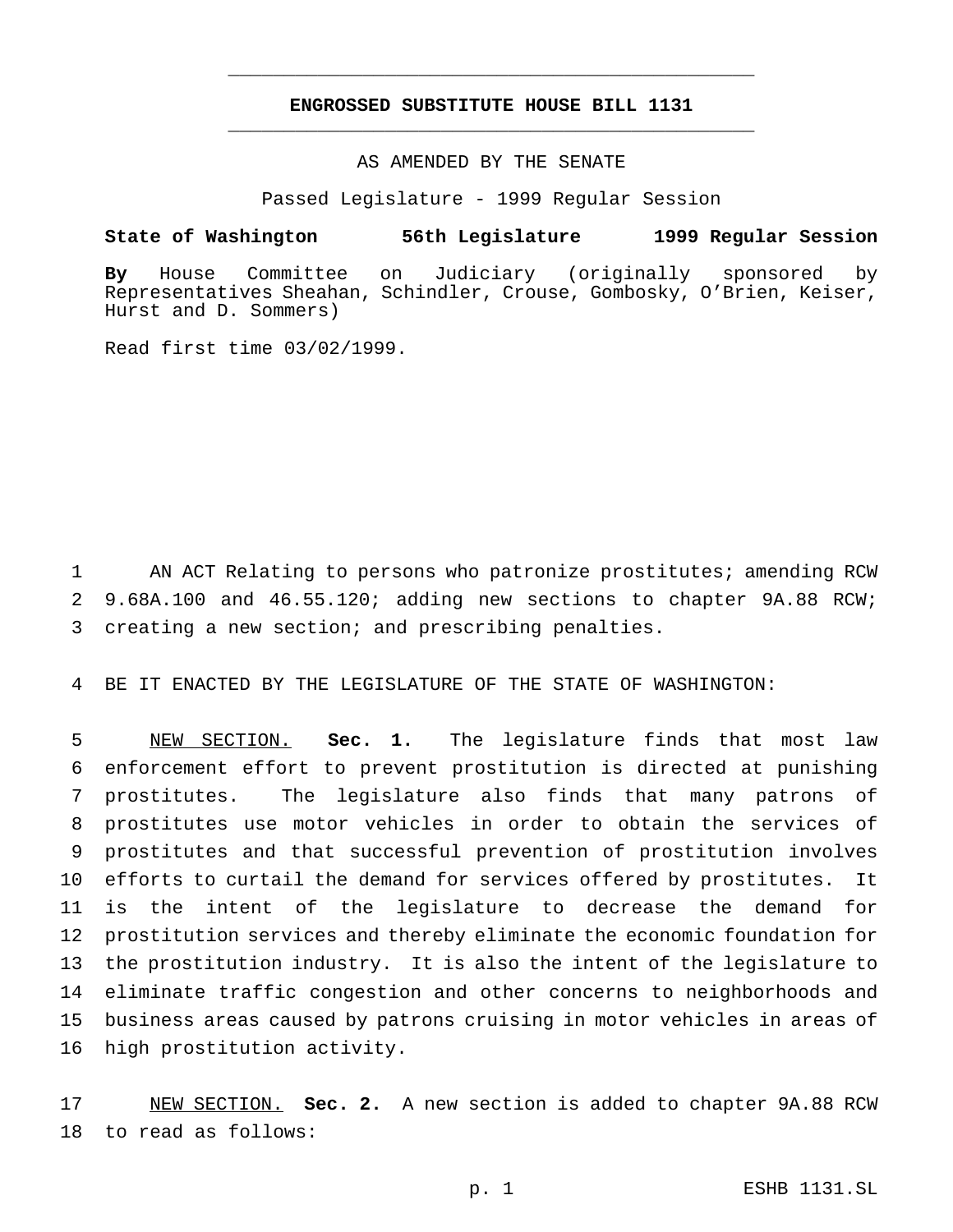# ENGROSSED SUBSTITUTE HOUSE BILL 1131

AS AMENDED BY THE SENATE

Passed Legislature - 1999 Regular Session

**State of Washington 56th Legislature 1999 Regular Session**

**By** House Committee on Judiciary (originally sponsored by Representatives Sheahan, Schindler, Crouse, Gombosky, O'Brien, Keiser, Hurst and D. Sommers)

Read first time 03/02/1999.

AN ACT Relating to persons who patronize prostitutes; amending RCW 9.68A.100 and 46.55.120; adding new sections to chapter 9A.88 RCW; creating a new section; and prescribing penalties.

BE IT ENACTED BY THE LEGISLATURE OF THE STATE OF WASHINGTON:

NEW SECTION. **Sec. 1.** The legislature finds that most law enforcement effort to prevent prostitution is directed at punishing prostitutes. The legislature also finds that many patrons of prostitutes use motor vehicles in order to obtain the services of prostitutes and that successful prevention of prostitution involves efforts to curtail the demand for services offered by prostitutes. It is the intent of the legislature to decrease the demand for prostitution services and thereby eliminate the economic foundation for the prostitution industry. It is also the intent of the legislature to eliminate traffic congestion and other concerns to neighborhoods and business areas caused by patrons cruising in motor vehicles in areas of high prostitution activity.

NEW SECTION. **Sec. 2.** A new section is added to chapter 9A.88 RCW to read as follows: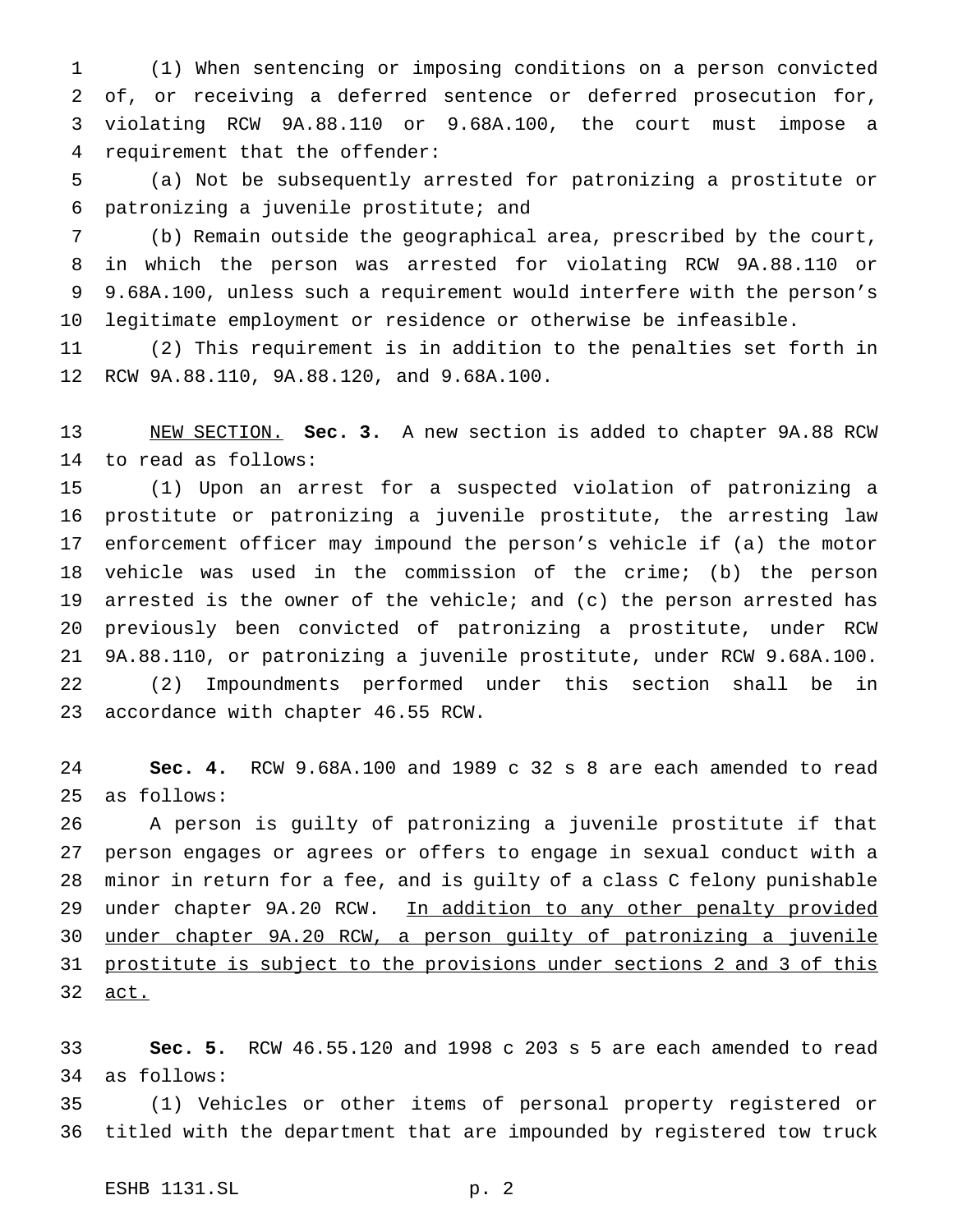(1) When sentencing or imposing conditions on a person convicted of, or receiving a deferred sentence or deferred prosecution for, violating RCW 9A.88.110 or 9.68A.100, the court must impose a requirement that the offender:

(a) Not be subsequently arrested for patronizing a prostitute or patronizing a juvenile prostitute; and

(b) Remain outside the geographical area, prescribed by the court, in which the person was arrested for violating RCW 9A.88.110 or 9.68A.100, unless such a requirement would interfere with the person's legitimate employment or residence or otherwise be infeasible.

(2) This requirement is in addition to the penalties set forth in RCW 9A.88.110, 9A.88.120, and 9.68A.100.

NEW SECTION. **Sec. 3.** A new section is added to chapter 9A.88 RCW to read as follows:

(1) Upon an arrest for a suspected violation of patronizing a prostitute or patronizing a juvenile prostitute, the arresting law enforcement officer may impound the person's vehicle if (a) the motor vehicle was used in the commission of the crime; (b) the person arrested is the owner of the vehicle; and (c) the person arrested has previously been convicted of patronizing a prostitute, under RCW 9A.88.110, or patronizing a juvenile prostitute, under RCW 9.68A.100.

(2) Impoundments performed under this section shall be in accordance with chapter 46.55 RCW.

**Sec. 4.** RCW 9.68A.100 and 1989 c 32 s 8 are each amended to read as follows:

A person is guilty of patronizing a juvenile prostitute if that person engages or agrees or offers to engage in sexual conduct with a minor in return for a fee, and is guilty of a class C felony punishable under chapter 9A.20 RCW. In addition to any other penalty provided under chapter 9A.20 RCW, a person guilty of patronizing a juvenile prostitute is subject to the provisions under sections 2 and 3 of this act.

**Sec. 5.** RCW 46.55.120 and 1998 c 203 s 5 are each amended to read as follows:

(1) Vehicles or other items of personal property registered or titled with the department that are impounded by registered tow truck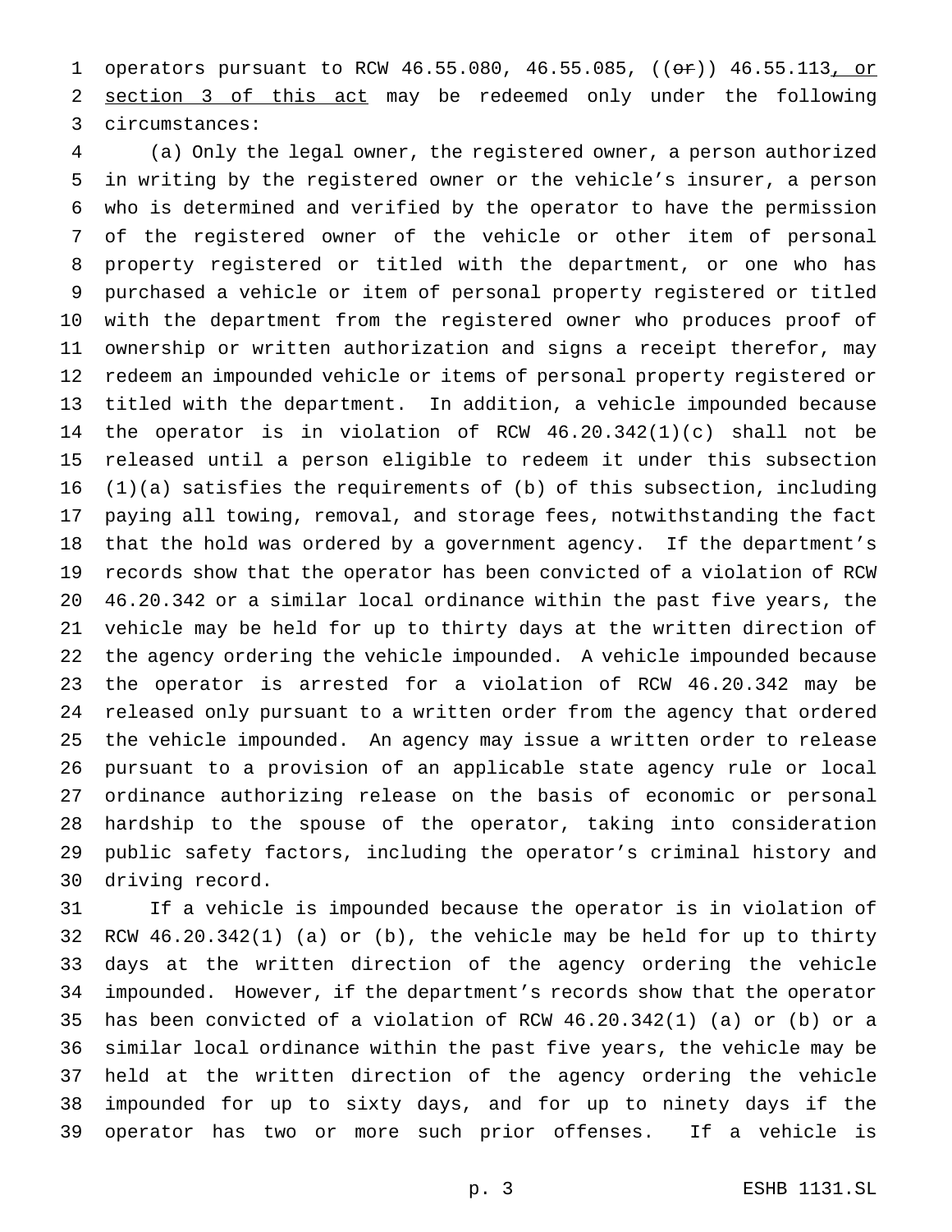operators pursuant to RCW 46.55.080, 46.55.085, ((~~or~~)) 46.55.113<u>, or section 3 of this act</u> may be redeemed only under the following circumstances:

(a) Only the legal owner, the registered owner, a person authorized in writing by the registered owner or the vehicle's insurer, a person who is determined and verified by the operator to have the permission of the registered owner of the vehicle or other item of personal property registered or titled with the department, or one who has purchased a vehicle or item of personal property registered or titled with the department from the registered owner who produces proof of ownership or written authorization and signs a receipt therefor, may redeem an impounded vehicle or items of personal property registered or titled with the department. In addition, a vehicle impounded because the operator is in violation of RCW 46.20.342(1)(c) shall not be released until a person eligible to redeem it under this subsection (1)(a) satisfies the requirements of (b) of this subsection, including paying all towing, removal, and storage fees, notwithstanding the fact that the hold was ordered by a government agency. If the department's records show that the operator has been convicted of a violation of RCW 46.20.342 or a similar local ordinance within the past five years, the vehicle may be held for up to thirty days at the written direction of the agency ordering the vehicle impounded. A vehicle impounded because the operator is arrested for a violation of RCW 46.20.342 may be released only pursuant to a written order from the agency that ordered the vehicle impounded. An agency may issue a written order to release pursuant to a provision of an applicable state agency rule or local ordinance authorizing release on the basis of economic or personal hardship to the spouse of the operator, taking into consideration public safety factors, including the operator's criminal history and driving record.

If a vehicle is impounded because the operator is in violation of RCW 46.20.342(1) (a) or (b), the vehicle may be held for up to thirty days at the written direction of the agency ordering the vehicle impounded. However, if the department's records show that the operator has been convicted of a violation of RCW 46.20.342(1) (a) or (b) or a similar local ordinance within the past five years, the vehicle may be held at the written direction of the agency ordering the vehicle impounded for up to sixty days, and for up to ninety days if the operator has two or more such prior offenses. If a vehicle is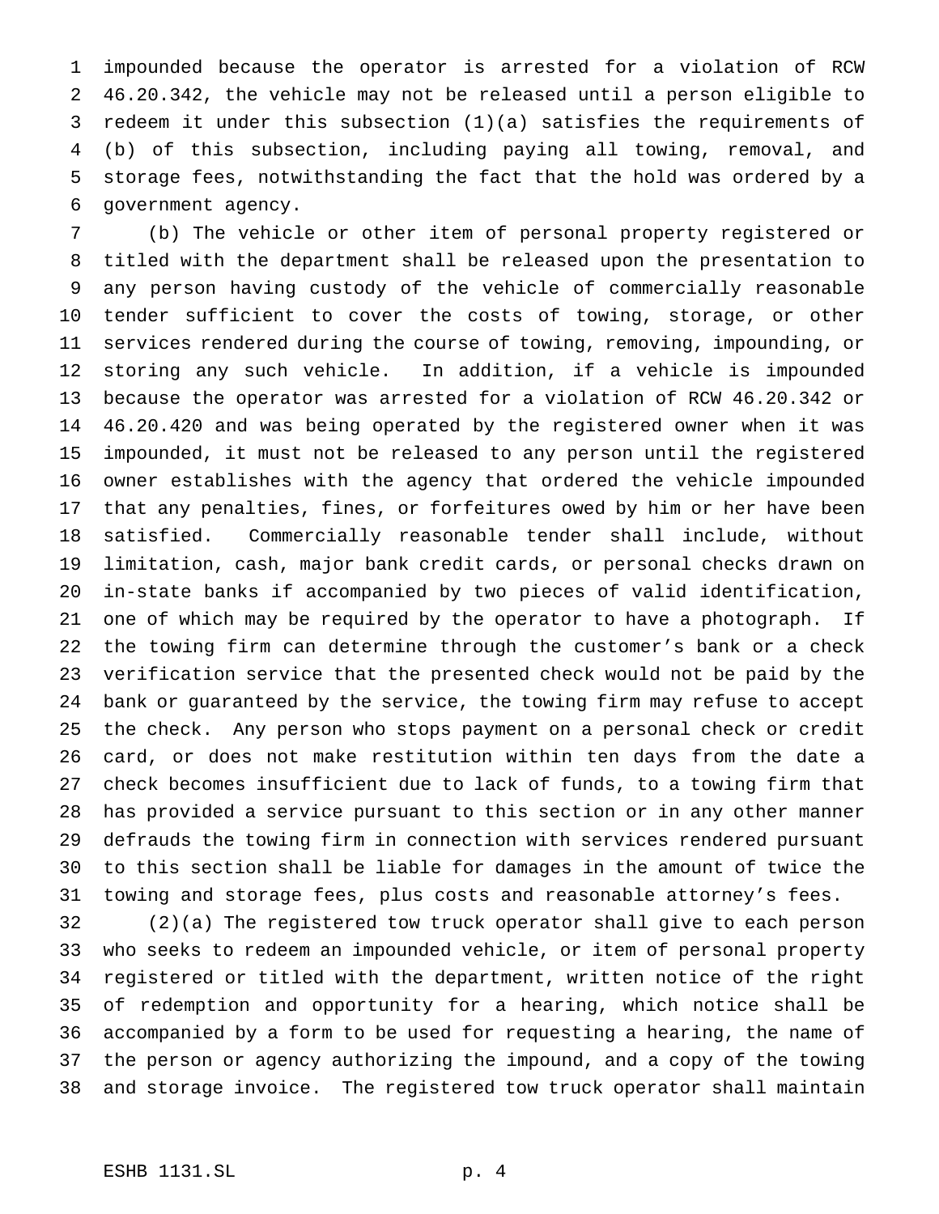impounded because the operator is arrested for a violation of RCW 46.20.342, the vehicle may not be released until a person eligible to redeem it under this subsection (1)(a) satisfies the requirements of (b) of this subsection, including paying all towing, removal, and storage fees, notwithstanding the fact that the hold was ordered by a government agency.

(b) The vehicle or other item of personal property registered or titled with the department shall be released upon the presentation to any person having custody of the vehicle of commercially reasonable tender sufficient to cover the costs of towing, storage, or other services rendered during the course of towing, removing, impounding, or storing any such vehicle. In addition, if a vehicle is impounded because the operator was arrested for a violation of RCW 46.20.342 or 46.20.420 and was being operated by the registered owner when it was impounded, it must not be released to any person until the registered owner establishes with the agency that ordered the vehicle impounded that any penalties, fines, or forfeitures owed by him or her have been satisfied. Commercially reasonable tender shall include, without limitation, cash, major bank credit cards, or personal checks drawn on in-state banks if accompanied by two pieces of valid identification, one of which may be required by the operator to have a photograph. If the towing firm can determine through the customer's bank or a check verification service that the presented check would not be paid by the bank or guaranteed by the service, the towing firm may refuse to accept the check. Any person who stops payment on a personal check or credit card, or does not make restitution within ten days from the date a check becomes insufficient due to lack of funds, to a towing firm that has provided a service pursuant to this section or in any other manner defrauds the towing firm in connection with services rendered pursuant to this section shall be liable for damages in the amount of twice the towing and storage fees, plus costs and reasonable attorney's fees.

(2)(a) The registered tow truck operator shall give to each person who seeks to redeem an impounded vehicle, or item of personal property registered or titled with the department, written notice of the right of redemption and opportunity for a hearing, which notice shall be accompanied by a form to be used for requesting a hearing, the name of the person or agency authorizing the impound, and a copy of the towing and storage invoice. The registered tow truck operator shall maintain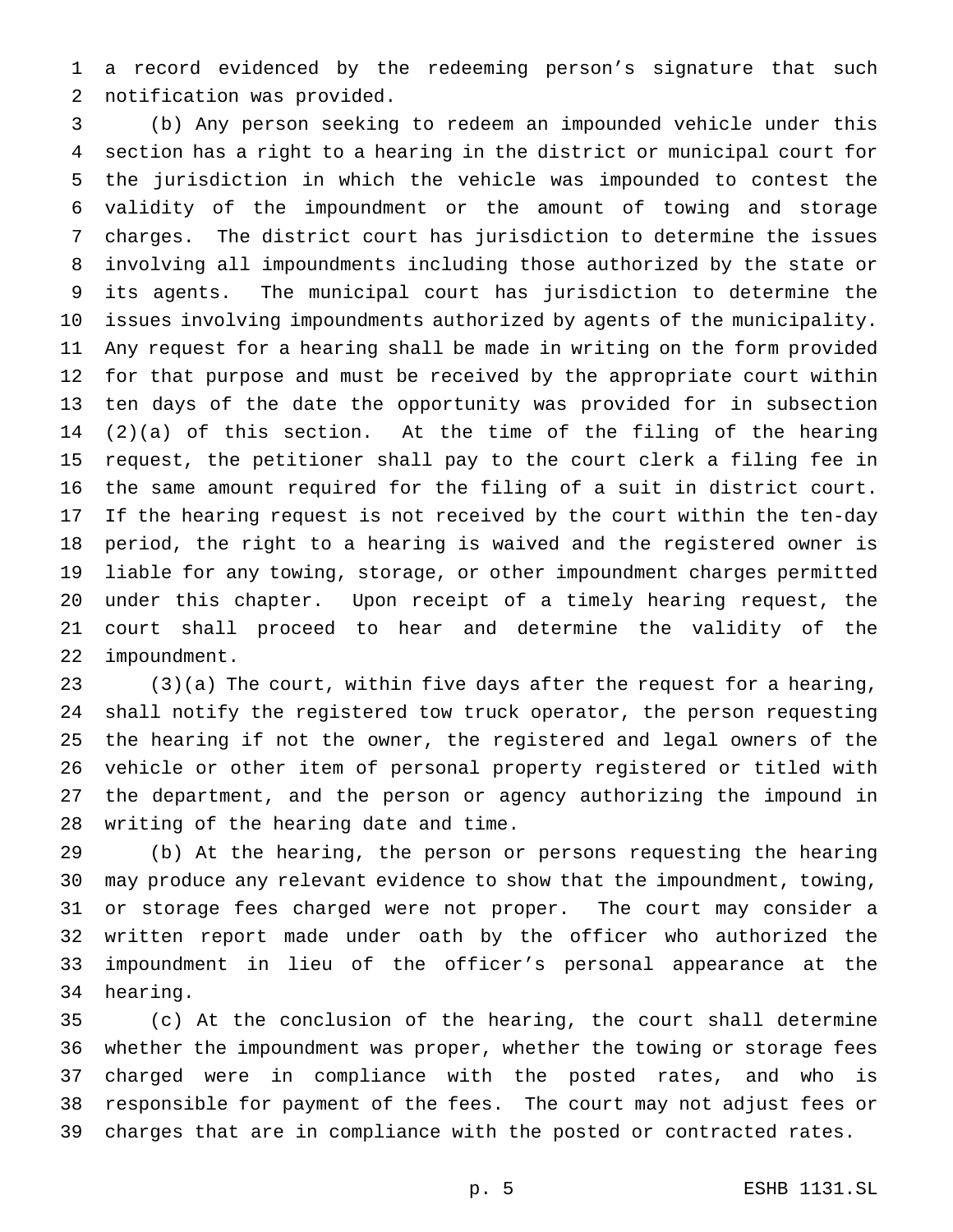a record evidenced by the redeeming person's signature that such notification was provided.

(b) Any person seeking to redeem an impounded vehicle under this section has a right to a hearing in the district or municipal court for the jurisdiction in which the vehicle was impounded to contest the validity of the impoundment or the amount of towing and storage charges. The district court has jurisdiction to determine the issues involving all impoundments including those authorized by the state or its agents. The municipal court has jurisdiction to determine the issues involving impoundments authorized by agents of the municipality. Any request for a hearing shall be made in writing on the form provided for that purpose and must be received by the appropriate court within ten days of the date the opportunity was provided for in subsection (2)(a) of this section. At the time of the filing of the hearing request, the petitioner shall pay to the court clerk a filing fee in the same amount required for the filing of a suit in district court. If the hearing request is not received by the court within the ten-day period, the right to a hearing is waived and the registered owner is liable for any towing, storage, or other impoundment charges permitted under this chapter. Upon receipt of a timely hearing request, the court shall proceed to hear and determine the validity of the impoundment.

(3)(a) The court, within five days after the request for a hearing, shall notify the registered tow truck operator, the person requesting the hearing if not the owner, the registered and legal owners of the vehicle or other item of personal property registered or titled with the department, and the person or agency authorizing the impound in writing of the hearing date and time.

(b) At the hearing, the person or persons requesting the hearing may produce any relevant evidence to show that the impoundment, towing, or storage fees charged were not proper. The court may consider a written report made under oath by the officer who authorized the impoundment in lieu of the officer's personal appearance at the hearing.

(c) At the conclusion of the hearing, the court shall determine whether the impoundment was proper, whether the towing or storage fees charged were in compliance with the posted rates, and who is responsible for payment of the fees. The court may not adjust fees or charges that are in compliance with the posted or contracted rates.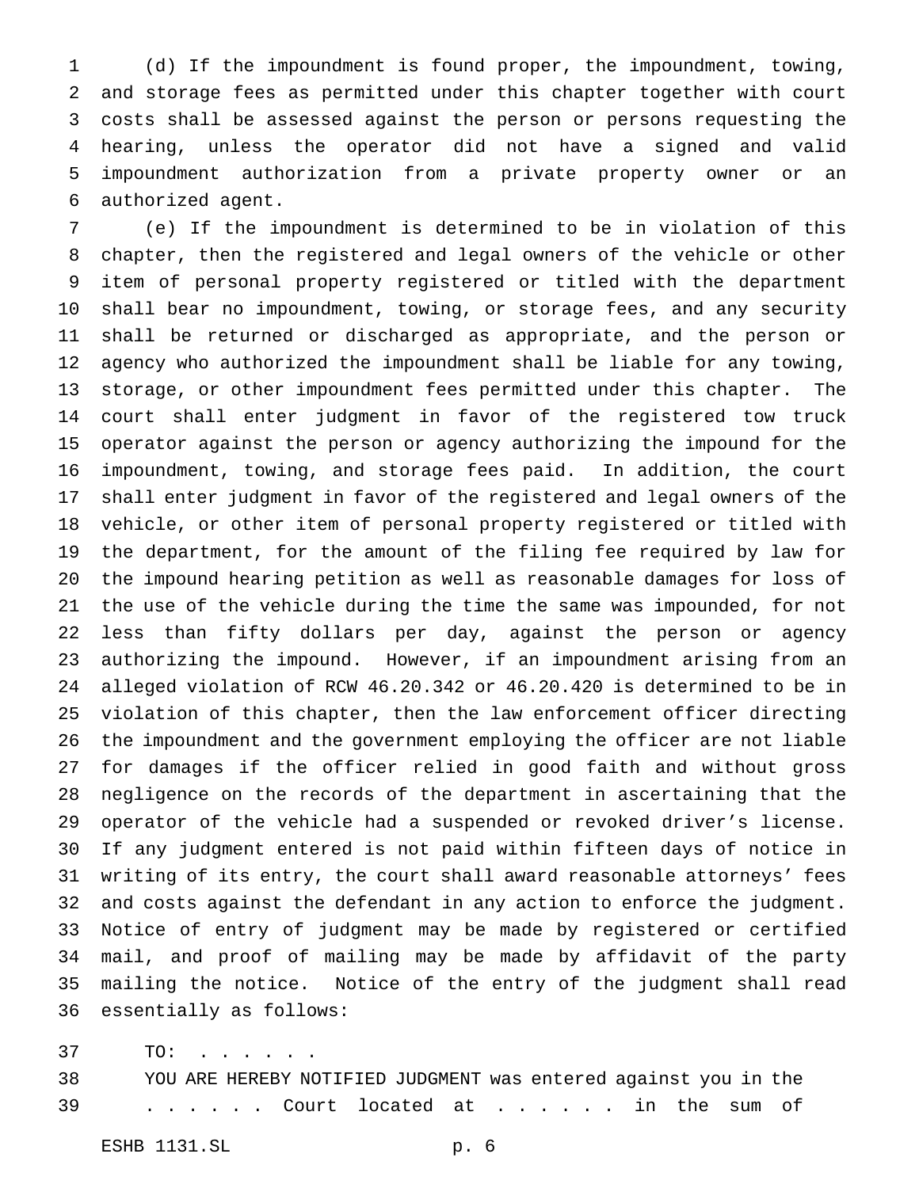(d) If the impoundment is found proper, the impoundment, towing, and storage fees as permitted under this chapter together with court costs shall be assessed against the person or persons requesting the hearing, unless the operator did not have a signed and valid impoundment authorization from a private property owner or an authorized agent.

(e) If the impoundment is determined to be in violation of this chapter, then the registered and legal owners of the vehicle or other item of personal property registered or titled with the department shall bear no impoundment, towing, or storage fees, and any security shall be returned or discharged as appropriate, and the person or agency who authorized the impoundment shall be liable for any towing, storage, or other impoundment fees permitted under this chapter. The court shall enter judgment in favor of the registered tow truck operator against the person or agency authorizing the impound for the impoundment, towing, and storage fees paid. In addition, the court shall enter judgment in favor of the registered and legal owners of the vehicle, or other item of personal property registered or titled with the department, for the amount of the filing fee required by law for the impound hearing petition as well as reasonable damages for loss of the use of the vehicle during the time the same was impounded, for not less than fifty dollars per day, against the person or agency authorizing the impound. However, if an impoundment arising from an alleged violation of RCW 46.20.342 or 46.20.420 is determined to be in violation of this chapter, then the law enforcement officer directing the impoundment and the government employing the officer are not liable for damages if the officer relied in good faith and without gross negligence on the records of the department in ascertaining that the operator of the vehicle had a suspended or revoked driver's license. If any judgment entered is not paid within fifteen days of notice in writing of its entry, the court shall award reasonable attorneys' fees and costs against the defendant in any action to enforce the judgment. Notice of entry of judgment may be made by registered or certified mail, and proof of mailing may be made by affidavit of the party mailing the notice. Notice of the entry of the judgment shall read essentially as follows:

TO: . . . . . .

YOU ARE HEREBY NOTIFIED JUDGMENT was entered against you in the . . . . . . Court located at . . . . . . in the sum of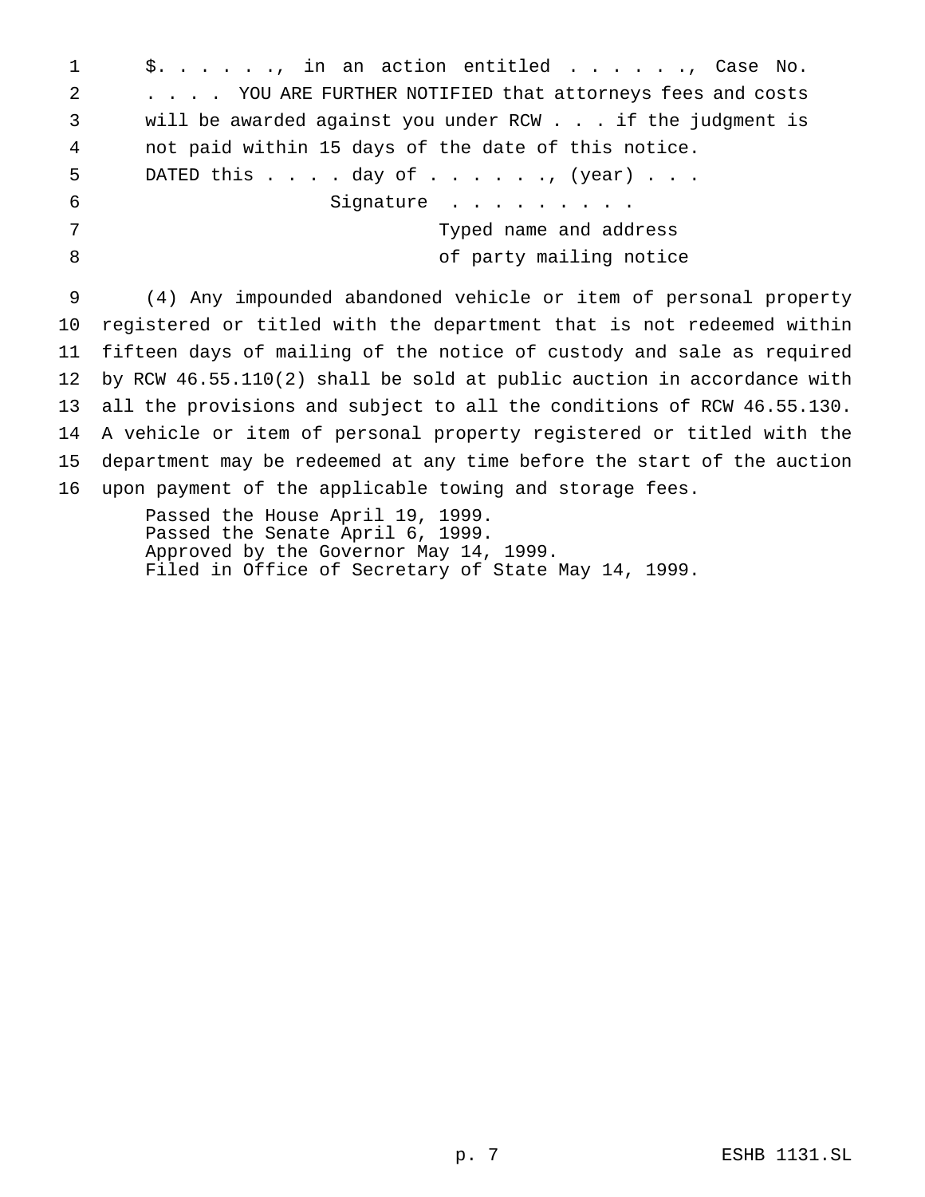$. . . . . ., in an action entitled . . . . . ., Case No. . . . . YOU ARE FURTHER NOTIFIED that attorneys fees and costs will be awarded against you under RCW . . . if the judgment is not paid within 15 days of the date of this notice.

DATED this . . . . day of . . . . . ., (year) . . .

Signature . . . . . . . . .
Typed name and address
of party mailing notice

(4) Any impounded abandoned vehicle or item of personal property registered or titled with the department that is not redeemed within fifteen days of mailing of the notice of custody and sale as required by RCW 46.55.110(2) shall be sold at public auction in accordance with all the provisions and subject to all the conditions of RCW 46.55.130. A vehicle or item of personal property registered or titled with the department may be redeemed at any time before the start of the auction upon payment of the applicable towing and storage fees.

Passed the House April 19, 1999.
Passed the Senate April 6, 1999.
Approved by the Governor May 14, 1999.
Filed in Office of Secretary of State May 14, 1999.